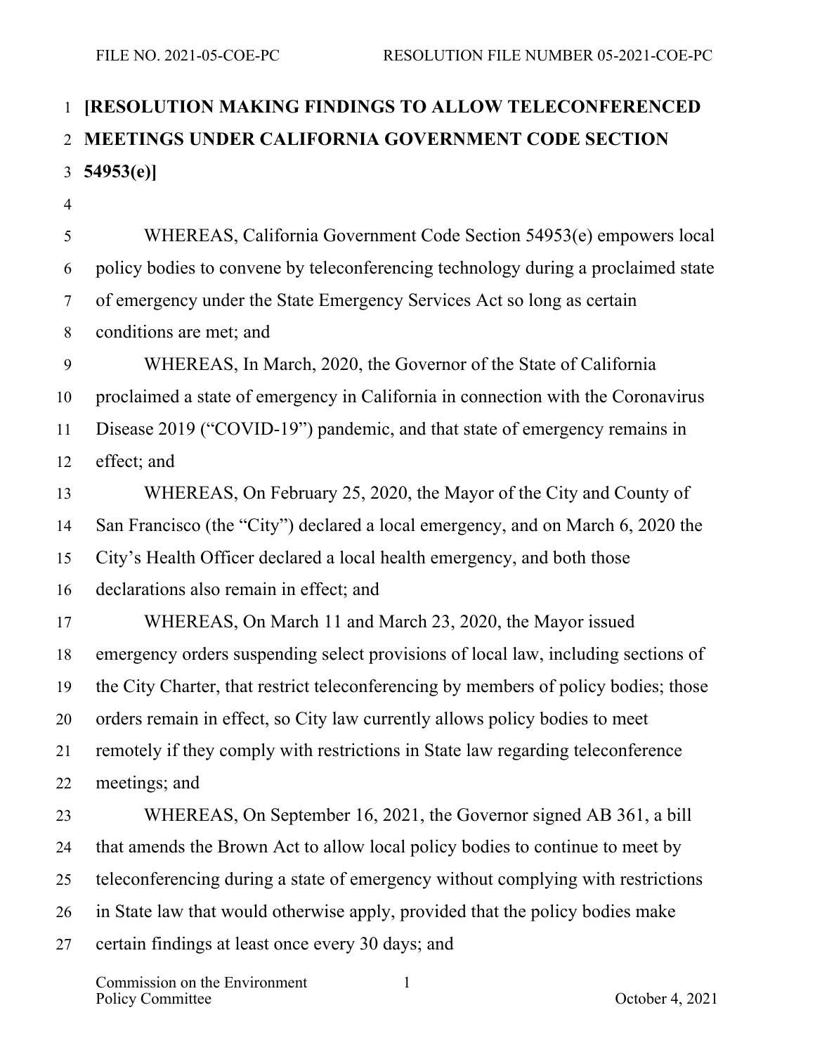**[RESOLUTION MAKING FINDINGS TO ALLOW TELECONFERENCED MEETINGS UNDER CALIFORNIA GOVERNMENT CODE SECTION 54953(e)]**

WHEREAS, California Government Code Section 54953(e) empowers local policy bodies to convene by teleconferencing technology during a proclaimed state of emergency under the State Emergency Services Act so long as certain conditions are met; and

WHEREAS, In March, 2020, the Governor of the State of California proclaimed a state of emergency in California in connection with the Coronavirus Disease 2019 ("COVID-19") pandemic, and that state of emergency remains in effect; and

WHEREAS, On February 25, 2020, the Mayor of the City and County of San Francisco (the "City") declared a local emergency, and on March 6, 2020 the City's Health Officer declared a local health emergency, and both those declarations also remain in effect; and

WHEREAS, On March 11 and March 23, 2020, the Mayor issued emergency orders suspending select provisions of local law, including sections of the City Charter, that restrict teleconferencing by members of policy bodies; those orders remain in effect, so City law currently allows policy bodies to meet remotely if they comply with restrictions in State law regarding teleconference meetings; and

WHEREAS, On September 16, 2021, the Governor signed AB 361, a bill that amends the Brown Act to allow local policy bodies to continue to meet by teleconferencing during a state of emergency without complying with restrictions in State law that would otherwise apply, provided that the policy bodies make certain findings at least once every 30 days; and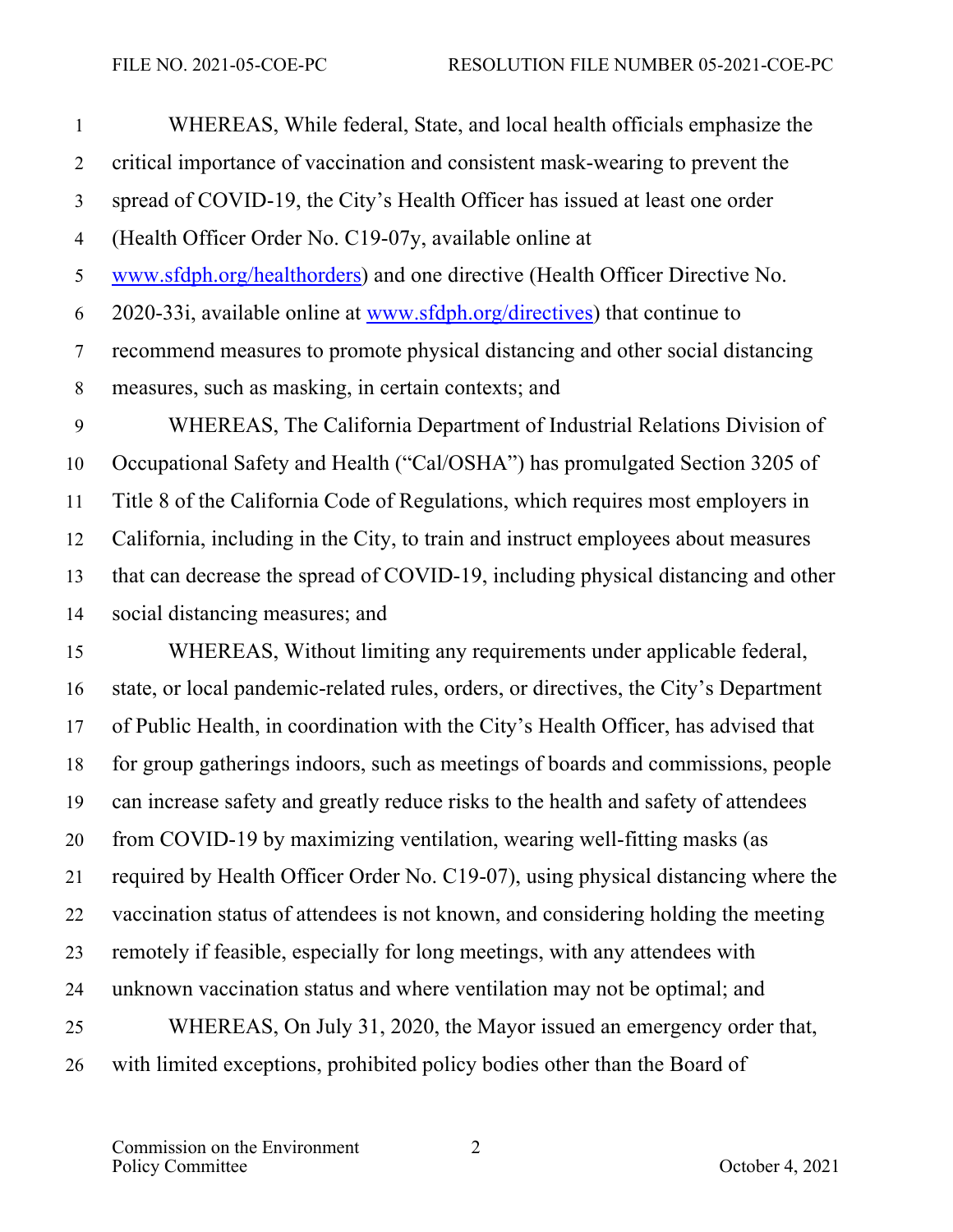WHEREAS, While federal, State, and local health officials emphasize the critical importance of vaccination and consistent mask-wearing to prevent the spread of COVID-19, the City's Health Officer has issued at least one order (Health Officer Order No. C19-07y, available online at [www.sfdph.org/healthorders](www.sfdph.org/healthorders)) and one directive (Health Officer Directive No. 2020-33i, available online at [www.sfdph.org/directives](www.sfdph.org/directives)) that continue to recommend measures to promote physical distancing and other social distancing measures, such as masking, in certain contexts; and

WHEREAS, The California Department of Industrial Relations Division of Occupational Safety and Health ("Cal/OSHA") has promulgated Section 3205 of Title 8 of the California Code of Regulations, which requires most employers in California, including in the City, to train and instruct employees about measures that can decrease the spread of COVID-19, including physical distancing and other social distancing measures; and

WHEREAS, Without limiting any requirements under applicable federal, state, or local pandemic-related rules, orders, or directives, the City's Department of Public Health, in coordination with the City's Health Officer, has advised that for group gatherings indoors, such as meetings of boards and commissions, people can increase safety and greatly reduce risks to the health and safety of attendees from COVID-19 by maximizing ventilation, wearing well-fitting masks (as required by Health Officer Order No. C19-07), using physical distancing where the vaccination status of attendees is not known, and considering holding the meeting remotely if feasible, especially for long meetings, with any attendees with unknown vaccination status and where ventilation may not be optimal; and

WHEREAS, On July 31, 2020, the Mayor issued an emergency order that, with limited exceptions, prohibited policy bodies other than the Board of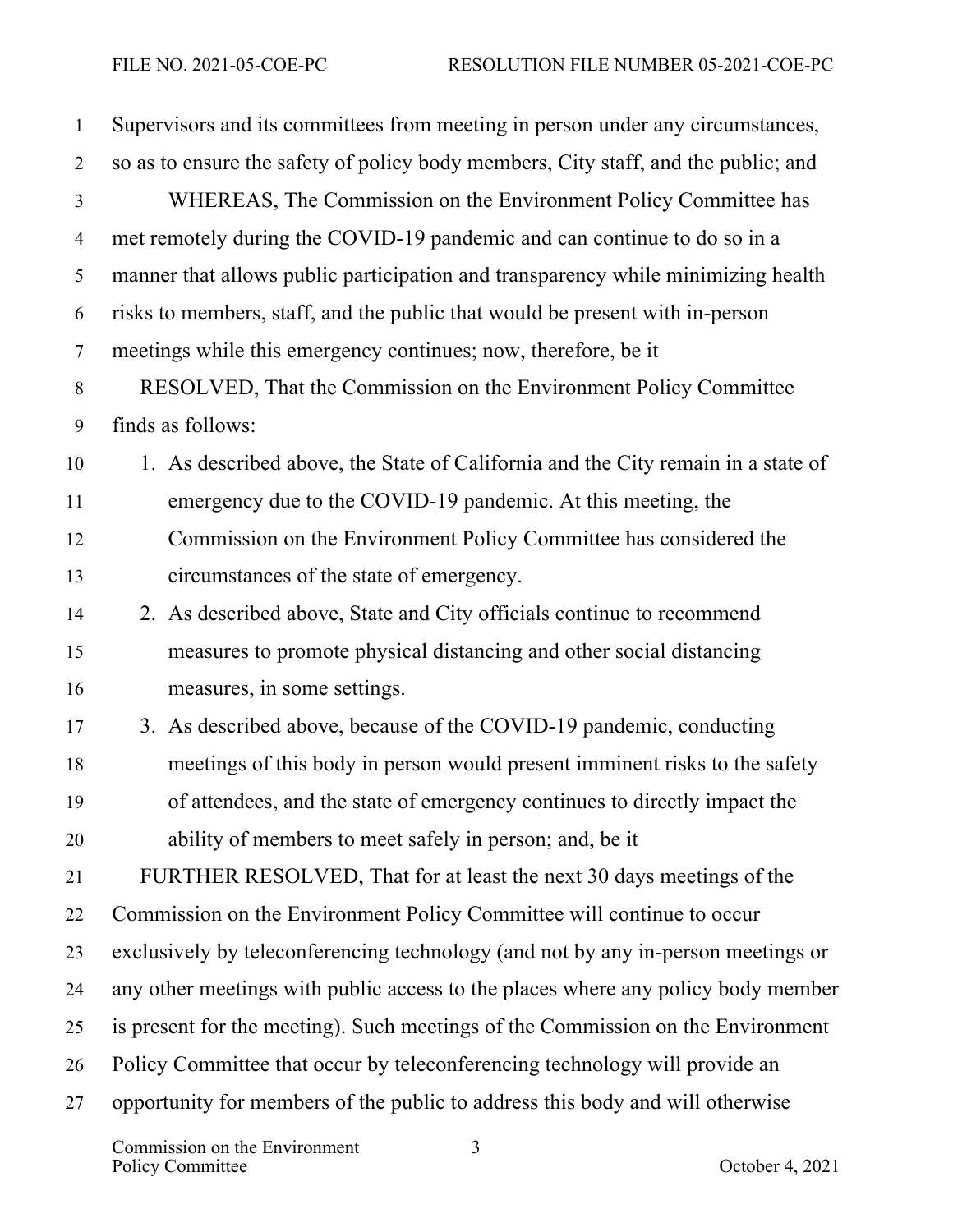Supervisors and its committees from meeting in person under any circumstances, so as to ensure the safety of policy body members, City staff, and the public; and

WHEREAS, The Commission on the Environment Policy Committee has met remotely during the COVID-19 pandemic and can continue to do so in a manner that allows public participation and transparency while minimizing health risks to members, staff, and the public that would be present with in-person meetings while this emergency continues; now, therefore, be it

RESOLVED, That the Commission on the Environment Policy Committee finds as follows:

1. As described above, the State of California and the City remain in a state of emergency due to the COVID-19 pandemic. At this meeting, the Commission on the Environment Policy Committee has considered the circumstances of the state of emergency.
2. As described above, State and City officials continue to recommend measures to promote physical distancing and other social distancing measures, in some settings.
3. As described above, because of the COVID-19 pandemic, conducting meetings of this body in person would present imminent risks to the safety of attendees, and the state of emergency continues to directly impact the ability of members to meet safely in person; and, be it

FURTHER RESOLVED, That for at least the next 30 days meetings of the Commission on the Environment Policy Committee will continue to occur exclusively by teleconferencing technology (and not by any in-person meetings or any other meetings with public access to the places where any policy body member is present for the meeting). Such meetings of the Commission on the Environment Policy Committee that occur by teleconferencing technology will provide an opportunity for members of the public to address this body and will otherwise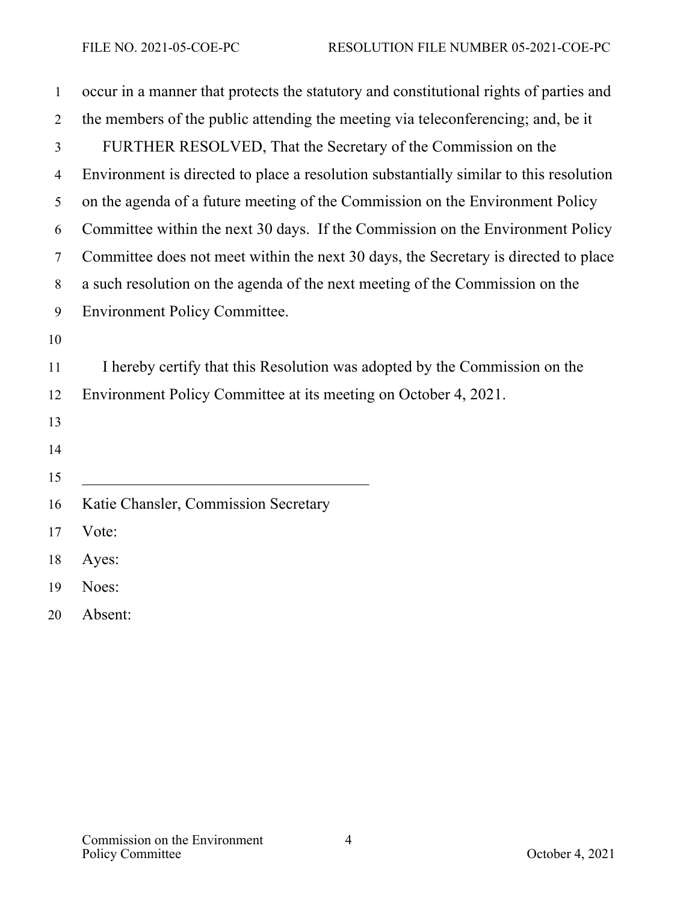occur in a manner that protects the statutory and constitutional rights of parties and the members of the public attending the meeting via teleconferencing; and, be it

FURTHER RESOLVED, That the Secretary of the Commission on the Environment is directed to place a resolution substantially similar to this resolution on the agenda of a future meeting of the Commission on the Environment Policy Committee within the next 30 days. If the Commission on the Environment Policy Committee does not meet within the next 30 days, the Secretary is directed to place a such resolution on the agenda of the next meeting of the Commission on the Environment Policy Committee.

I hereby certify that this Resolution was adopted by the Commission on the Environment Policy Committee at its meeting on October 4, 2021.

_____________________________________

Katie Chansler, Commission Secretary

Vote:

Ayes:

Noes:

Absent: